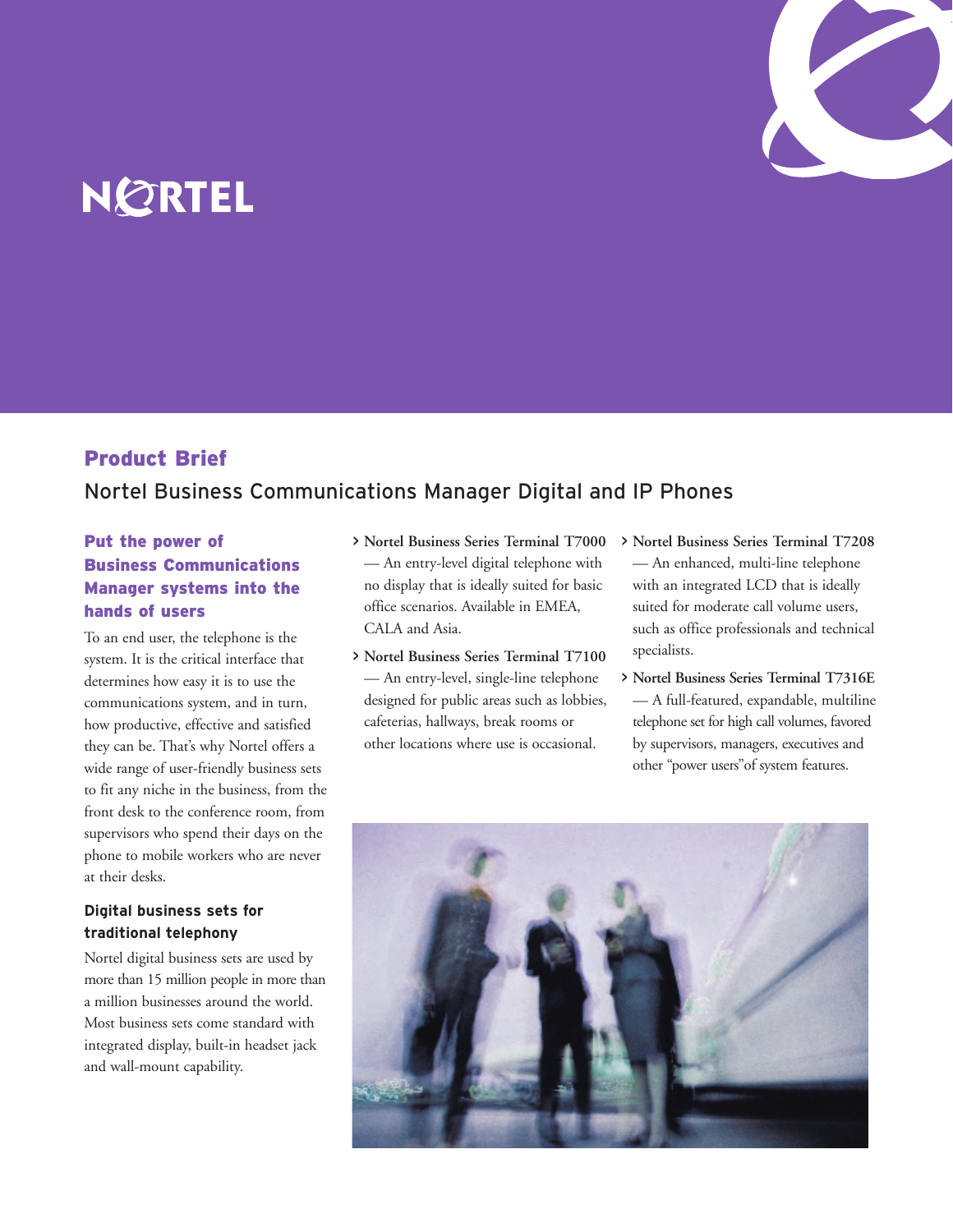NORTEL

# Product Brief

## Nortel Business Communications Manager Digital and IP Phones

### Put the power of Business Communications Manager systems into the hands of users

To an end user, the telephone is the system. It is the critical interface that determines how easy it is to use the communications system, and in turn, how productive, effective and satisfied they can be. That's why Nortel offers a wide range of user-friendly business sets to fit any niche in the business, from the front desk to the conference room, from supervisors who spend their days on the phone to mobile workers who are never at their desks.

#### Digital business sets for traditional telephony

Nortel digital business sets are used by more than 15 million people in more than a million businesses around the world. Most business sets come standard with integrated display, built-in headset jack and wall-mount capability.

- **Nortel Business Series Terminal T7000** — An entry-level digital telephone with no display that is ideally suited for basic office scenarios. Available in EMEA, CALA and Asia.
- **Nortel Business Series Terminal T7100** — An entry-level, single-line telephone designed for public areas such as lobbies, cafeterias, hallways, break rooms or other locations where use is occasional.
- **Nortel Business Series Terminal T7208** — An enhanced, multi-line telephone with an integrated LCD that is ideally suited for moderate call volume users, such as office professionals and technical specialists.
- **Nortel Business Series Terminal T7316E** — A full-featured, expandable, multiline telephone set for high call volumes, favored by supervisors, managers, executives and other "power users"of system features.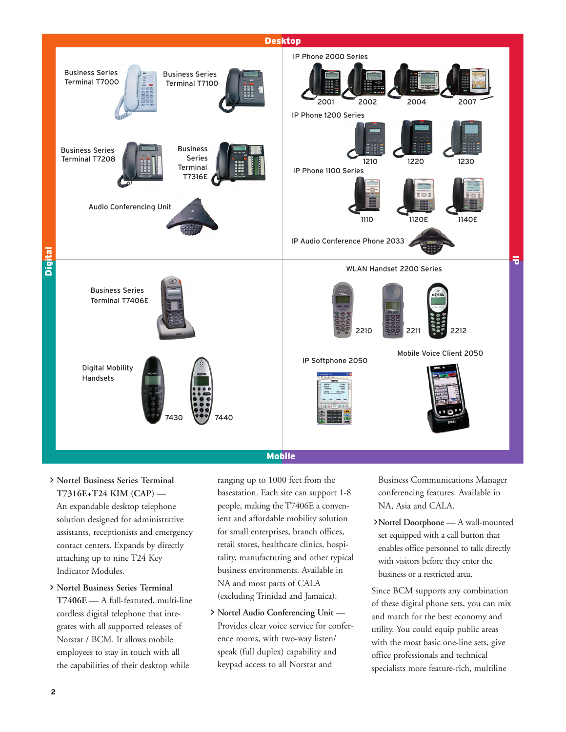## Desktop

**Digital**

Business Series Terminal T7000

Business Series Terminal T7100

Business Series Terminal T7208

Business Series Terminal T7316E

Audio Conferencing Unit

**IP**

IP Phone 2000 Series

2001 2002 2004 2007

IP Phone 1200 Series

1210 1220 1230

IP Phone 1100 Series

1110 1120E 1140E

IP Audio Conference Phone 2033

## Mobile

Business Series Terminal T7406E

Digital Mobility Handsets

7430 7440

WLAN Handset 2200 Series

2210 2211 2212

IP Softphone 2050

Mobile Voice Client 2050

- **Nortel Business Series Terminal T7316E+T24 KIM (CAP)** — An expandable desktop telephone solution designed for administrative assistants, receptionists and emergency contact centers. Expands by directly attaching up to nine T24 Key Indicator Modules.
- **Nortel Business Series Terminal T7406E** — A full-featured, multi-line cordless digital telephone that integrates with all supported releases of Norstar / BCM. It allows mobile employees to stay in touch with all the capabilities of their desktop while ranging up to 1000 feet from the basestation. Each site can support 1-8 people, making the T7406E a convenient and affordable mobility solution for small enterprises, branch offices, retail stores, healthcare clinics, hospitality, manufacturing and other typical business environments. Available in NA and most parts of CALA (excluding Trinidad and Jamaica).
- **Nortel Audio Conferencing Unit** — Provides clear voice service for conference rooms, with two-way listen/speak (full duplex) capability and keypad access to all Norstar and Business Communications Manager conferencing features. Available in NA, Asia and CALA.
- **Nortel Doorphone** — A wall-mounted set equipped with a call button that enables office personnel to talk directly with visitors before they enter the business or a restricted area.

Since BCM supports any combination of these digital phone sets, you can mix and match for the best economy and utility. You could equip public areas with the most basic one-line sets, give office professionals and technical specialists more feature-rich, multiline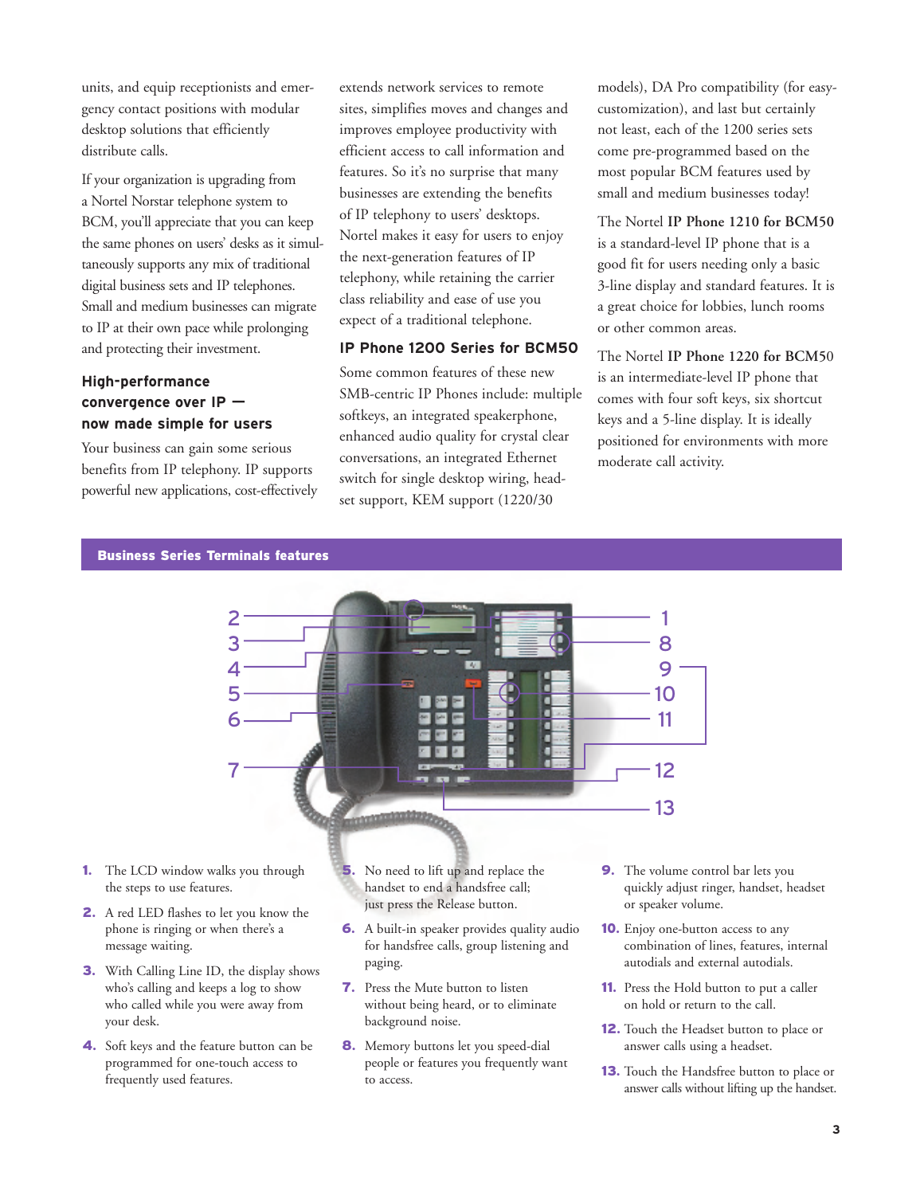units, and equip receptionists and emergency contact positions with modular desktop solutions that efficiently distribute calls.

If your organization is upgrading from a Nortel Norstar telephone system to BCM, you'll appreciate that you can keep the same phones on users' desks as it simultaneously supports any mix of traditional digital business sets and IP telephones. Small and medium businesses can migrate to IP at their own pace while prolonging and protecting their investment.

### High-performance convergence over IP — now made simple for users

Your business can gain some serious benefits from IP telephony. IP supports powerful new applications, cost-effectively extends network services to remote sites, simplifies moves and changes and improves employee productivity with efficient access to call information and features. So it's no surprise that many businesses are extending the benefits of IP telephony to users' desktops. Nortel makes it easy for users to enjoy the next-generation features of IP telephony, while retaining the carrier class reliability and ease of use you expect of a traditional telephone.

### IP Phone 1200 Series for BCM50

Some common features of these new SMB-centric IP Phones include: multiple softkeys, an integrated speakerphone, enhanced audio quality for crystal clear conversations, an integrated Ethernet switch for single desktop wiring, headset support, KEM support (1220/30 models), DA Pro compatibility (for easy-customization), and last but certainly not least, each of the 1200 series sets come pre-programmed based on the most popular BCM features used by small and medium businesses today!

The Nortel **IP Phone 1210 for BCM50** is a standard-level IP phone that is a good fit for users needing only a basic 3-line display and standard features. It is a great choice for lobbies, lunch rooms or other common areas.

The Nortel **IP Phone 1220 for BCM50** is an intermediate-level IP phone that comes with four soft keys, six shortcut keys and a 5-line display. It is ideally positioned for environments with more moderate call activity.

### Business Series Terminals features

1. The LCD window walks you through the steps to use features.
2. A red LED flashes to let you know the phone is ringing or when there's a message waiting.
3. With Calling Line ID, the display shows who's calling and keeps a log to show who called while you were away from your desk.
4. Soft keys and the feature button can be programmed for one-touch access to frequently used features.
5. No need to lift up and replace the handset to end a handsfree call; just press the Release button.
6. A built-in speaker provides quality audio for handsfree calls, group listening and paging.
7. Press the Mute button to listen without being heard, or to eliminate background noise.
8. Memory buttons let you speed-dial people or features you frequently want to access.
9. The volume control bar lets you quickly adjust ringer, handset, headset or speaker volume.
10. Enjoy one-button access to any combination of lines, features, internal autodials and external autodials.
11. Press the Hold button to put a caller on hold or return to the call.
12. Touch the Headset button to place or answer calls using a headset.
13. Touch the Handsfree button to place or answer calls without lifting up the handset.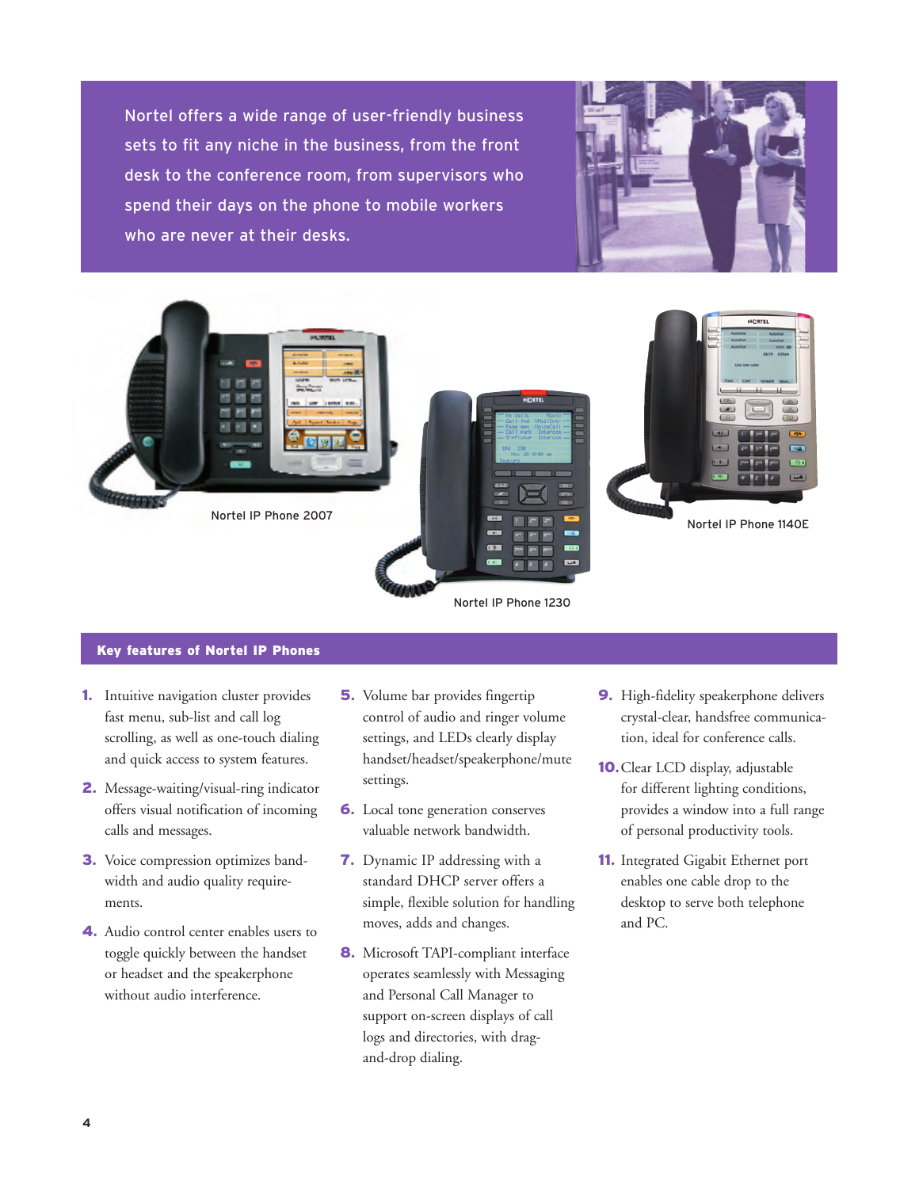Nortel offers a wide range of user-friendly business sets to fit any niche in the business, from the front desk to the conference room, from supervisors who spend their days on the phone to mobile workers who are never at their desks.

Nortel IP Phone 2007

Nortel IP Phone 1230

Nortel IP Phone 1140E

## Key features of Nortel IP Phones

1. Intuitive navigation cluster provides fast menu, sub-list and call log scrolling, as well as one-touch dialing and quick access to system features.
2. Message-waiting/visual-ring indicator offers visual notification of incoming calls and messages.
3. Voice compression optimizes bandwidth and audio quality requirements.
4. Audio control center enables users to toggle quickly between the handset or headset and the speakerphone without audio interference.
5. Volume bar provides fingertip control of audio and ringer volume settings, and LEDs clearly display handset/headset/speakerphone/mute settings.
6. Local tone generation conserves valuable network bandwidth.
7. Dynamic IP addressing with a standard DHCP server offers a simple, flexible solution for handling moves, adds and changes.
8. Microsoft TAPI-compliant interface operates seamlessly with Messaging and Personal Call Manager to support on-screen displays of call logs and directories, with drag-and-drop dialing.
9. High-fidelity speakerphone delivers crystal-clear, handsfree communication, ideal for conference calls.
10. Clear LCD display, adjustable for different lighting conditions, provides a window into a full range of personal productivity tools.
11. Integrated Gigabit Ethernet port enables one cable drop to the desktop to serve both telephone and PC.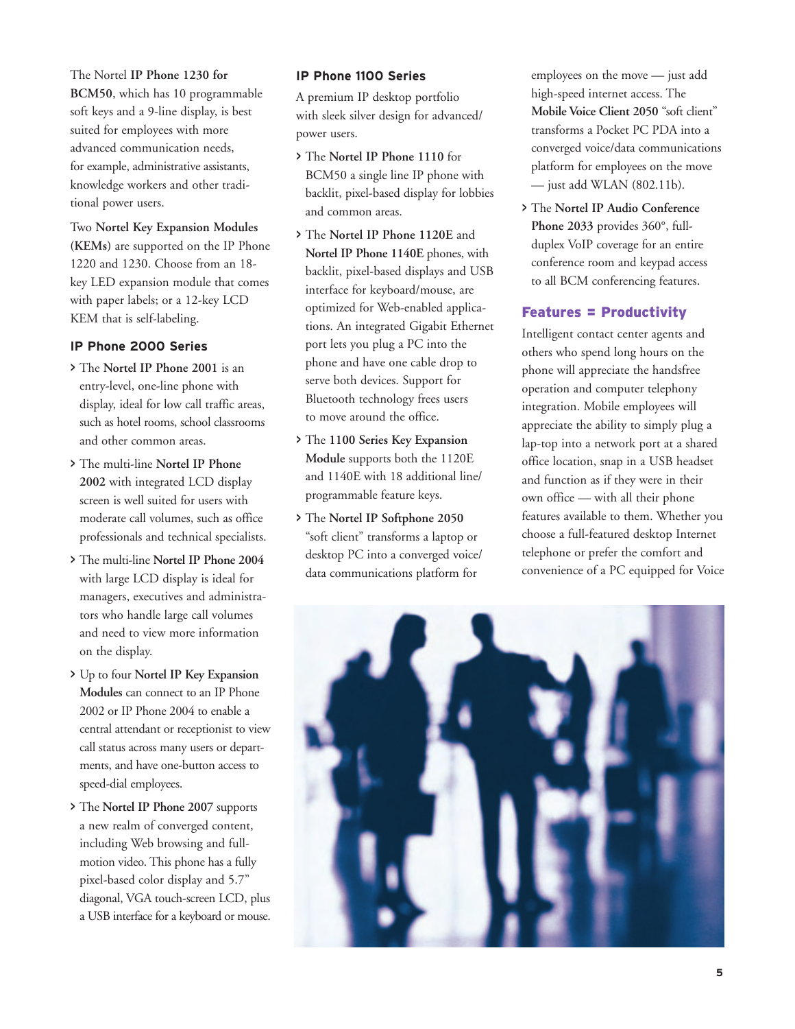The Nortel **IP Phone 1230 for BCM50**, which has 10 programmable soft keys and a 9-line display, is best suited for employees with more advanced communication needs, for example, administrative assistants, knowledge workers and other traditional power users.

Two **Nortel Key Expansion Modules (KEMs)** are supported on the IP Phone 1220 and 1230. Choose from an 18-key LED expansion module that comes with paper labels; or a 12-key LCD KEM that is self-labeling.

### IP Phone 2000 Series

- The **Nortel IP Phone 2001** is an entry-level, one-line phone with display, ideal for low call traffic areas, such as hotel rooms, school classrooms and other common areas.
- The multi-line **Nortel IP Phone 2002** with integrated LCD display screen is well suited for users with moderate call volumes, such as office professionals and technical specialists.
- The multi-line **Nortel IP Phone 2004** with large LCD display is ideal for managers, executives and administrators who handle large call volumes and need to view more information on the display.
- Up to four **Nortel IP Key Expansion Modules** can connect to an IP Phone 2002 or IP Phone 2004 to enable a central attendant or receptionist to view call status across many users or departments, and have one-button access to speed-dial employees.
- The **Nortel IP Phone 2007** supports a new realm of converged content, including Web browsing and full-motion video. This phone has a fully pixel-based color display and 5.7" diagonal, VGA touch-screen LCD, plus a USB interface for a keyboard or mouse.

### IP Phone 1100 Series

A premium IP desktop portfolio with sleek silver design for advanced/power users.

- The **Nortel IP Phone 1110** for BCM50 a single line IP phone with backlit, pixel-based display for lobbies and common areas.
- The **Nortel IP Phone 1120E** and **Nortel IP Phone 1140E** phones, with backlit, pixel-based displays and USB interface for keyboard/mouse, are optimized for Web-enabled applications. An integrated Gigabit Ethernet port lets you plug a PC into the phone and have one cable drop to serve both devices. Support for Bluetooth technology frees users to move around the office.
- The **1100 Series Key Expansion Module** supports both the 1120E and 1140E with 18 additional line/programmable feature keys.
- The **Nortel IP Softphone 2050** "soft client" transforms a laptop or desktop PC into a converged voice/data communications platform for employees on the move — just add high-speed internet access. The **Mobile Voice Client 2050** "soft client" transforms a Pocket PC PDA into a converged voice/data communications platform for employees on the move — just add WLAN (802.11b).
- The **Nortel IP Audio Conference Phone 2033** provides 360°, full-duplex VoIP coverage for an entire conference room and keypad access to all BCM conferencing features.

### Features = Productivity

Intelligent contact center agents and others who spend long hours on the phone will appreciate the handsfree operation and computer telephony integration. Mobile employees will appreciate the ability to simply plug a lap-top into a network port at a shared office location, snap in a USB headset and function as if they were in their own office — with all their phone features available to them. Whether you choose a full-featured desktop Internet telephone or prefer the comfort and convenience of a PC equipped for Voice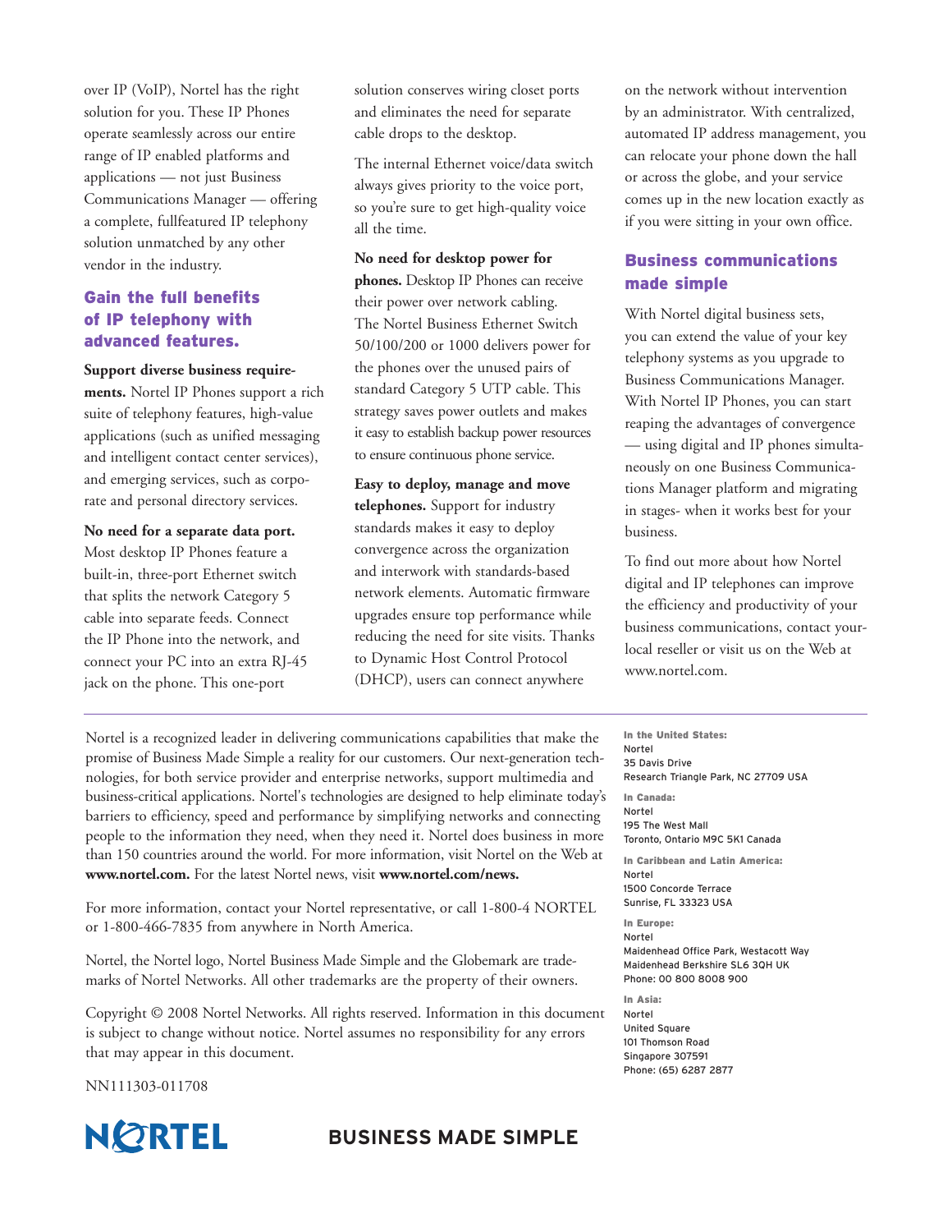over IP (VoIP), Nortel has the right solution for you. These IP Phones operate seamlessly across our entire range of IP enabled platforms and applications — not just Business Communications Manager — offering a complete, fullfeatured IP telephony solution unmatched by any other vendor in the industry.

## Gain the full benefits of IP telephony with advanced features.

**Support diverse business requirements.** Nortel IP Phones support a rich suite of telephony features, high-value applications (such as unified messaging and intelligent contact center services), and emerging services, such as corporate and personal directory services.

**No need for a separate data port.** Most desktop IP Phones feature a built-in, three-port Ethernet switch that splits the network Category 5 cable into separate feeds. Connect the IP Phone into the network, and connect your PC into an extra RJ-45 jack on the phone. This one-port solution conserves wiring closet ports and eliminates the need for separate cable drops to the desktop.

The internal Ethernet voice/data switch always gives priority to the voice port, so you're sure to get high-quality voice all the time.

**No need for desktop power for phones.** Desktop IP Phones can receive their power over network cabling. The Nortel Business Ethernet Switch 50/100/200 or 1000 delivers power for the phones over the unused pairs of standard Category 5 UTP cable. This strategy saves power outlets and makes it easy to establish backup power resources to ensure continuous phone service.

**Easy to deploy, manage and move telephones.** Support for industry standards makes it easy to deploy convergence across the organization and interwork with standards-based network elements. Automatic firmware upgrades ensure top performance while reducing the need for site visits. Thanks to Dynamic Host Control Protocol (DHCP), users can connect anywhere on the network without intervention by an administrator. With centralized, automated IP address management, you can relocate your phone down the hall or across the globe, and your service comes up in the new location exactly as if you were sitting in your own office.

## Business communications made simple

With Nortel digital business sets, you can extend the value of your key telephony systems as you upgrade to Business Communications Manager. With Nortel IP Phones, you can start reaping the advantages of convergence — using digital and IP phones simultaneously on one Business Communications Manager platform and migrating in stages- when it works best for your business.

To find out more about how Nortel digital and IP telephones can improve the efficiency and productivity of your business communications, contact yourlocal reseller or visit us on the Web at www.nortel.com.

---

Nortel is a recognized leader in delivering communications capabilities that make the promise of Business Made Simple a reality for our customers. Our next-generation technologies, for both service provider and enterprise networks, support multimedia and business-critical applications. Nortel's technologies are designed to help eliminate today's barriers to efficiency, speed and performance by simplifying networks and connecting people to the information they need, when they need it. Nortel does business in more than 150 countries around the world. For more information, visit Nortel on the Web at **www.nortel.com.** For the latest Nortel news, visit **www.nortel.com/news.**

For more information, contact your Nortel representative, or call 1-800-4 NORTEL or 1-800-466-7835 from anywhere in North America.

Nortel, the Nortel logo, Nortel Business Made Simple and the Globemark are trademarks of Nortel Networks. All other trademarks are the property of their owners.

Copyright © 2008 Nortel Networks. All rights reserved. Information in this document is subject to change without notice. Nortel assumes no responsibility for any errors that may appear in this document.

NN111303-011708

**In the United States:**
Nortel
35 Davis Drive
Research Triangle Park, NC 27709 USA

**In Canada:**
Nortel
195 The West Mall
Toronto, Ontario M9C 5K1 Canada

**In Caribbean and Latin America:**
Nortel
1500 Concorde Terrace
Sunrise, FL 33323 USA

**In Europe:**
Nortel
Maidenhead Office Park, Westacott Way
Maidenhead Berkshire SL6 3QH UK
Phone: 00 800 8008 900

**In Asia:**
Nortel
United Square
101 Thomson Road
Singapore 307591
Phone: (65) 6287 2877

NORTEL

**BUSINESS MADE SIMPLE**